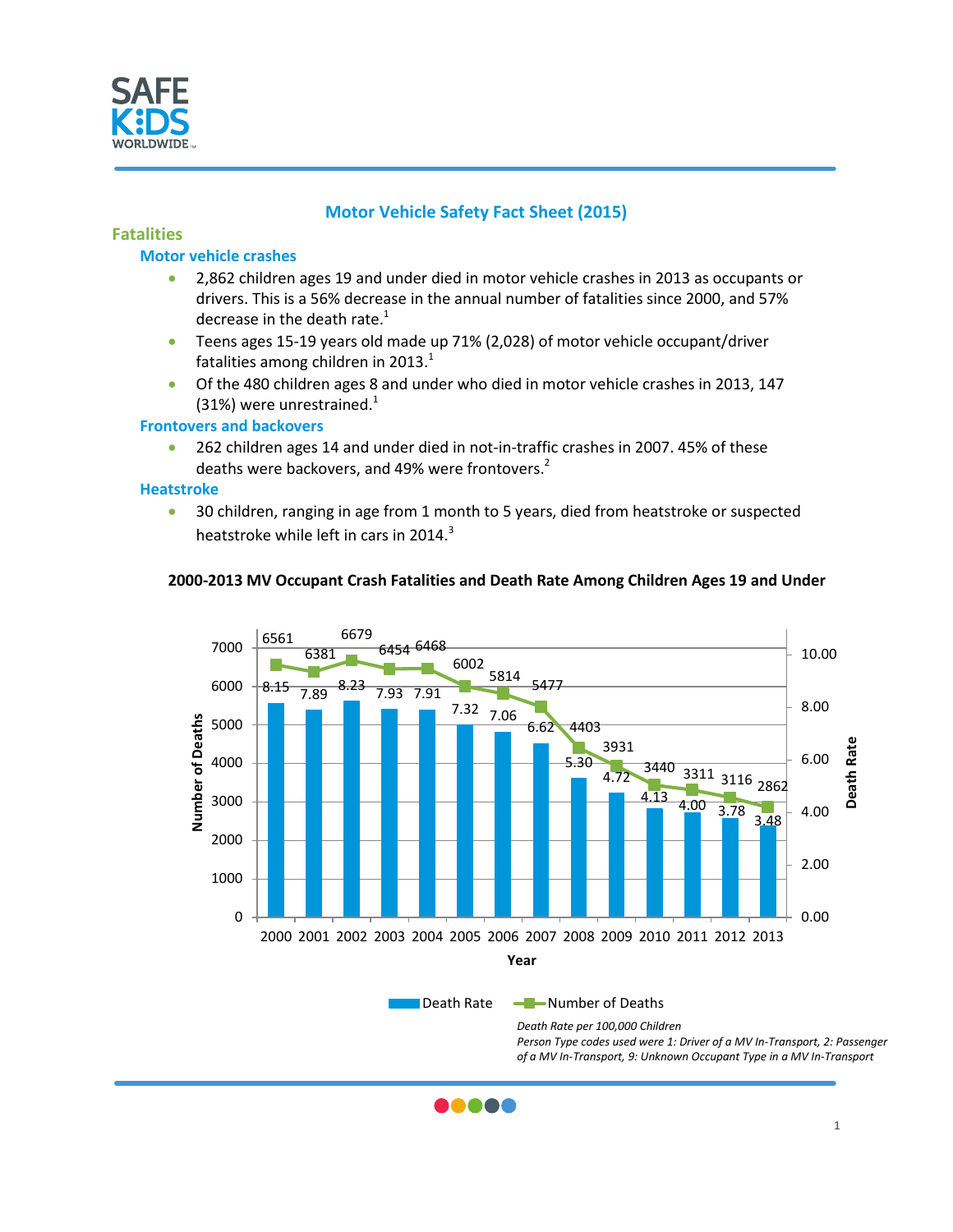# Motor Vehicle Safety Fact Sheet (2015)

## Fatalities

### Motor vehicle crashes

- 2,862 children ages 19 and under died in motor vehicle crashes in 2013 as occupants or drivers. This is a 56% decrease in the annual number of fatalities since 2000, and 57% decrease in the death rate.[1]
- Teens ages 15-19 years old made up 71% (2,028) of motor vehicle occupant/driver fatalities among children in 2013.[1]
- Of the 480 children ages 8 and under who died in motor vehicle crashes in 2013, 147 (31%) were unrestrained.[1]

### Frontovers and backovers

- 262 children ages 14 and under died in not-in-traffic crashes in 2007. 45% of these deaths were backovers, and 49% were frontovers.[2]

### Heatstroke

- 30 children, ranging in age from 1 month to 5 years, died from heatstroke or suspected heatstroke while left in cars in 2014.[3]

**2000-2013 MV Occupant Crash Fatalities and Death Rate Among Children Ages 19 and Under**

| Year | Number of Deaths | Death Rate |
|---|---|---|
| 2000 | 6561 | 8.15 |
| 2001 | 6381 | 7.89 |
| 2002 | 6679 | 8.23 |
| 2003 | 6454 | 7.93 |
| 2004 | 6468 | 7.91 |
| 2005 | 6002 | 7.32 |
| 2006 | 5814 | 7.06 |
| 2007 | 5477 | 6.62 |
| 2008 | 4403 | 5.30 |
| 2009 | 3931 | 4.72 |
| 2010 | 3440 | 4.13 |
| 2011 | 3311 | 4.00 |
| 2012 | 3116 | 3.78 |
| 2013 | 2862 | 3.48 |

*Death Rate per 100,000 Children*
*Person Type codes used were 1: Driver of a MV In-Transport, 2: Passenger of a MV In-Transport, 9: Unknown Occupant Type in a MV In-Transport*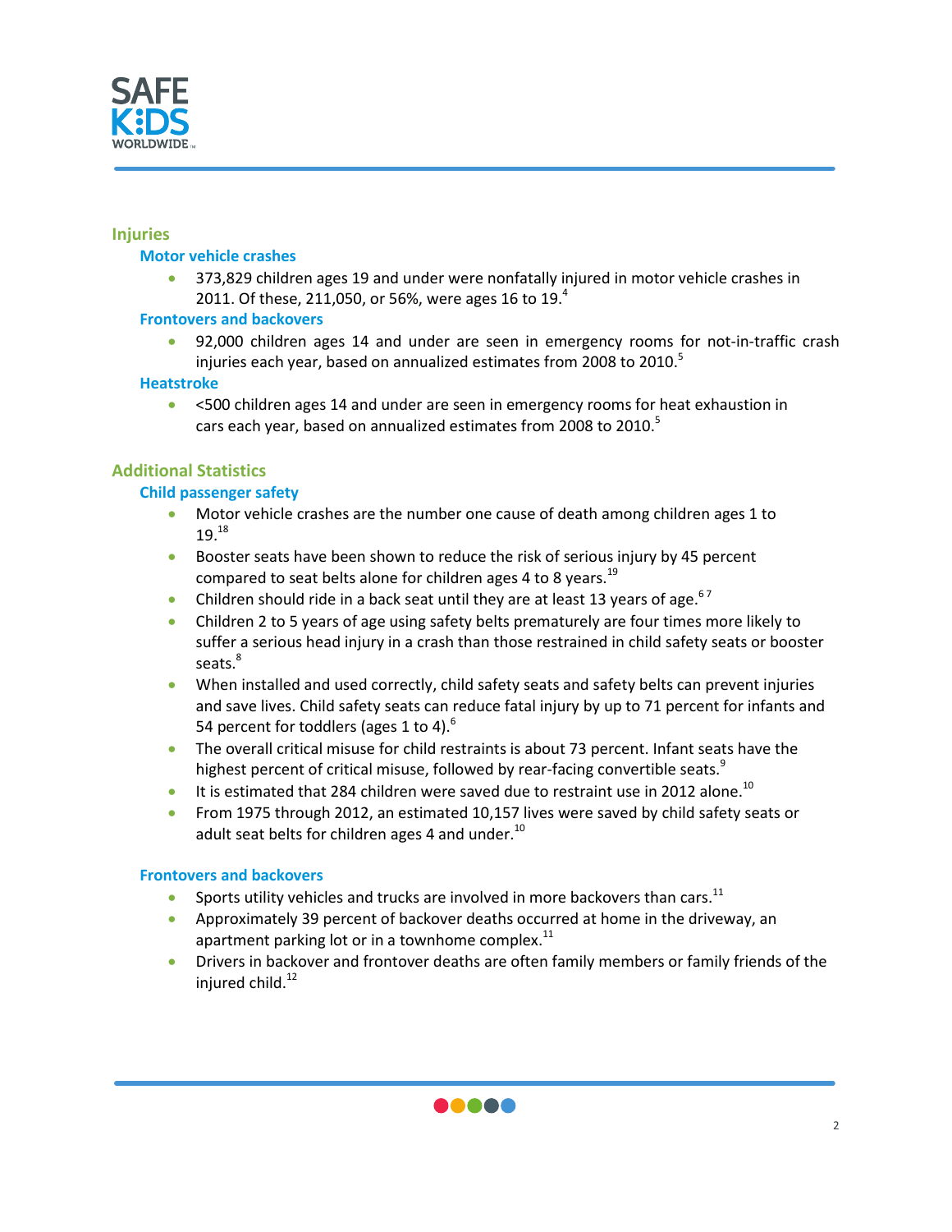## Injuries

### Motor vehicle crashes

- 373,829 children ages 19 and under were nonfatally injured in motor vehicle crashes in 2011. Of these, 211,050, or 56%, were ages 16 to 19.[4]

### Frontovers and backovers

- 92,000 children ages 14 and under are seen in emergency rooms for not-in-traffic crash injuries each year, based on annualized estimates from 2008 to 2010.[5]

### Heatstroke

- <500 children ages 14 and under are seen in emergency rooms for heat exhaustion in cars each year, based on annualized estimates from 2008 to 2010.[5]

## Additional Statistics

### Child passenger safety

- Motor vehicle crashes are the number one cause of death among children ages 1 to 19.[18]
- Booster seats have been shown to reduce the risk of serious injury by 45 percent compared to seat belts alone for children ages 4 to 8 years.[19]
- Children should ride in a back seat until they are at least 13 years of age.[6 7]
- Children 2 to 5 years of age using safety belts prematurely are four times more likely to suffer a serious head injury in a crash than those restrained in child safety seats or booster seats.[8]
- When installed and used correctly, child safety seats and safety belts can prevent injuries and save lives. Child safety seats can reduce fatal injury by up to 71 percent for infants and 54 percent for toddlers (ages 1 to 4).[6]
- The overall critical misuse for child restraints is about 73 percent. Infant seats have the highest percent of critical misuse, followed by rear-facing convertible seats.[9]
- It is estimated that 284 children were saved due to restraint use in 2012 alone.[10]
- From 1975 through 2012, an estimated 10,157 lives were saved by child safety seats or adult seat belts for children ages 4 and under.[10]

### Frontovers and backovers

- Sports utility vehicles and trucks are involved in more backovers than cars.[11]
- Approximately 39 percent of backover deaths occurred at home in the driveway, an apartment parking lot or in a townhome complex.[11]
- Drivers in backover and frontover deaths are often family members or family friends of the injured child.[12]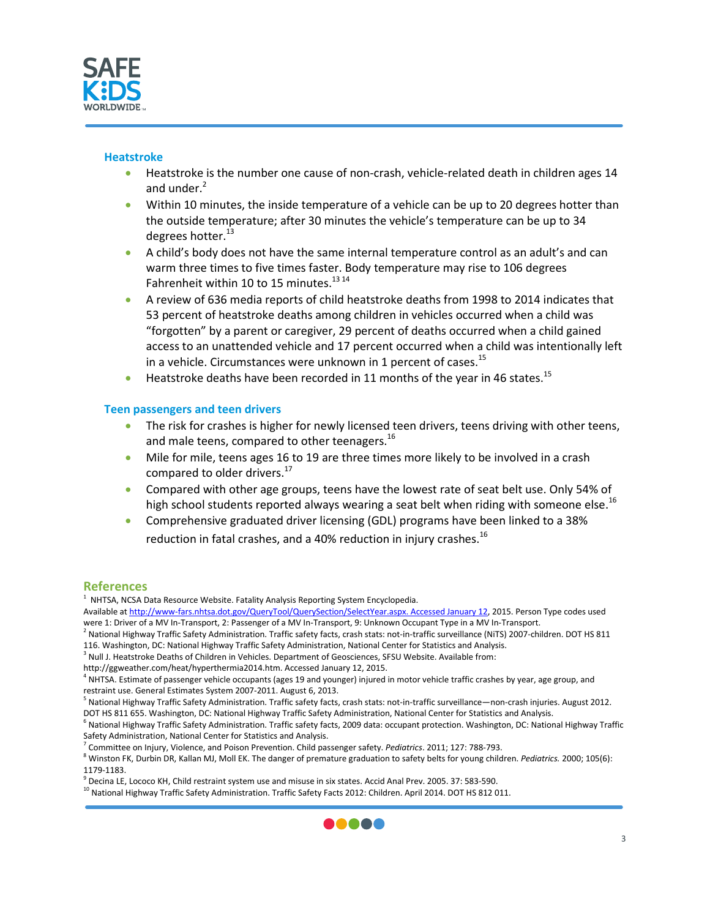## Heatstroke

- Heatstroke is the number one cause of non-crash, vehicle-related death in children ages 14 and under.[2]
- Within 10 minutes, the inside temperature of a vehicle can be up to 20 degrees hotter than the outside temperature; after 30 minutes the vehicle's temperature can be up to 34 degrees hotter.[13]
- A child's body does not have the same internal temperature control as an adult's and can warm three times to five times faster. Body temperature may rise to 106 degrees Fahrenheit within 10 to 15 minutes.[13 14]
- A review of 636 media reports of child heatstroke deaths from 1998 to 2014 indicates that 53 percent of heatstroke deaths among children in vehicles occurred when a child was "forgotten" by a parent or caregiver, 29 percent of deaths occurred when a child gained access to an unattended vehicle and 17 percent occurred when a child was intentionally left in a vehicle. Circumstances were unknown in 1 percent of cases.[15]
- Heatstroke deaths have been recorded in 11 months of the year in 46 states.[15]

## Teen passengers and teen drivers

- The risk for crashes is higher for newly licensed teen drivers, teens driving with other teens, and male teens, compared to other teenagers.[16]
- Mile for mile, teens ages 16 to 19 are three times more likely to be involved in a crash compared to older drivers.[17]
- Compared with other age groups, teens have the lowest rate of seat belt use. Only 54% of high school students reported always wearing a seat belt when riding with someone else.[16]
- Comprehensive graduated driver licensing (GDL) programs have been linked to a 38% reduction in fatal crashes, and a 40% reduction in injury crashes.[16]

## References

[1] NHTSA, NCSA Data Resource Website. Fatality Analysis Reporting System Encyclopedia. Available at http://www-fars.nhtsa.dot.gov/QueryTool/QuerySection/SelectYear.aspx. Accessed January 12, 2015. Person Type codes used were 1: Driver of a MV In-Transport, 2: Passenger of a MV In-Transport, 9: Unknown Occupant Type in a MV In-Transport.

[2] National Highway Traffic Safety Administration. Traffic safety facts, crash stats: not-in-traffic surveillance (NiTS) 2007-children. DOT HS 811 116. Washington, DC: National Highway Traffic Safety Administration, National Center for Statistics and Analysis.

[3] Null J. Heatstroke Deaths of Children in Vehicles. Department of Geosciences, SFSU Website. Available from: http://ggweather.com/heat/hyperthermia2014.htm. Accessed January 12, 2015.

[4] NHTSA. Estimate of passenger vehicle occupants (ages 19 and younger) injured in motor vehicle traffic crashes by year, age group, and restraint use. General Estimates System 2007-2011. August 6, 2013.

[5] National Highway Traffic Safety Administration. Traffic safety facts, crash stats: not-in-traffic surveillance—non-crash injuries. August 2012. DOT HS 811 655. Washington, DC: National Highway Traffic Safety Administration, National Center for Statistics and Analysis.

[6] National Highway Traffic Safety Administration. Traffic safety facts, 2009 data: occupant protection. Washington, DC: National Highway Traffic Safety Administration, National Center for Statistics and Analysis.

[7] Committee on Injury, Violence, and Poison Prevention. Child passenger safety. *Pediatrics*. 2011; 127: 788-793.

[8] Winston FK, Durbin DR, Kallan MJ, Moll EK. The danger of premature graduation to safety belts for young children. *Pediatrics.* 2000; 105(6): 1179-1183.

[9] Decina LE, Lococo KH, Child restraint system use and misuse in six states. Accid Anal Prev. 2005. 37: 583-590.

[10] National Highway Traffic Safety Administration. Traffic Safety Facts 2012: Children. April 2014. DOT HS 812 011.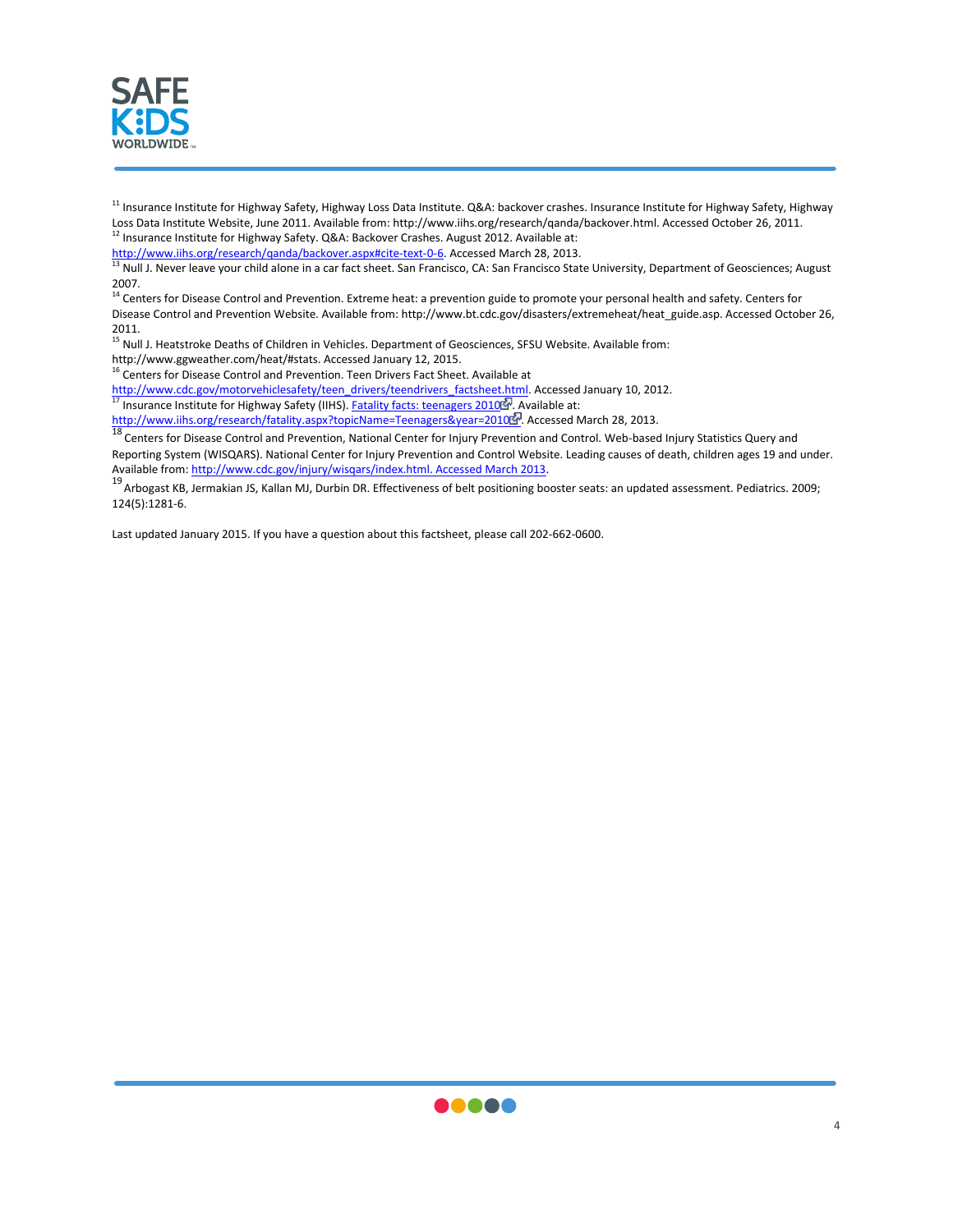[11] Insurance Institute for Highway Safety, Highway Loss Data Institute. Q&A: backover crashes. Insurance Institute for Highway Safety, Highway Loss Data Institute Website, June 2011. Available from: http://www.iihs.org/research/qanda/backover.html. Accessed October 26, 2011.

[12] Insurance Institute for Highway Safety. Q&A: Backover Crashes. August 2012. Available at: http://www.iihs.org/research/qanda/backover.aspx#cite-text-0-6. Accessed March 28, 2013.

[13] Null J. Never leave your child alone in a car fact sheet. San Francisco, CA: San Francisco State University, Department of Geosciences; August 2007.

[14] Centers for Disease Control and Prevention. Extreme heat: a prevention guide to promote your personal health and safety. Centers for Disease Control and Prevention Website. Available from: http://www.bt.cdc.gov/disasters/extremeheat/heat_guide.asp. Accessed October 26, 2011.

[15] Null J. Heatstroke Deaths of Children in Vehicles. Department of Geosciences, SFSU Website. Available from: http://www.ggweather.com/heat/#stats. Accessed January 12, 2015.

[16] Centers for Disease Control and Prevention. Teen Drivers Fact Sheet. Available at http://www.cdc.gov/motorvehiclesafety/teen_drivers/teendrivers_factsheet.html. Accessed January 10, 2012.

[17] Insurance Institute for Highway Safety (IIHS). Fatality facts: teenagers 2010. Available at: http://www.iihs.org/research/fatality.aspx?topicName=Teenagers&year=2010. Accessed March 28, 2013.

[18] Centers for Disease Control and Prevention, National Center for Injury Prevention and Control. Web-based Injury Statistics Query and Reporting System (WISQARS). National Center for Injury Prevention and Control Website. Leading causes of death, children ages 19 and under. Available from: http://www.cdc.gov/injury/wisqars/index.html. Accessed March 2013.

[19] Arbogast KB, Jermakian JS, Kallan MJ, Durbin DR. Effectiveness of belt positioning booster seats: an updated assessment. Pediatrics. 2009; 124(5):1281-6.

Last updated January 2015. If you have a question about this factsheet, please call 202-662-0600.